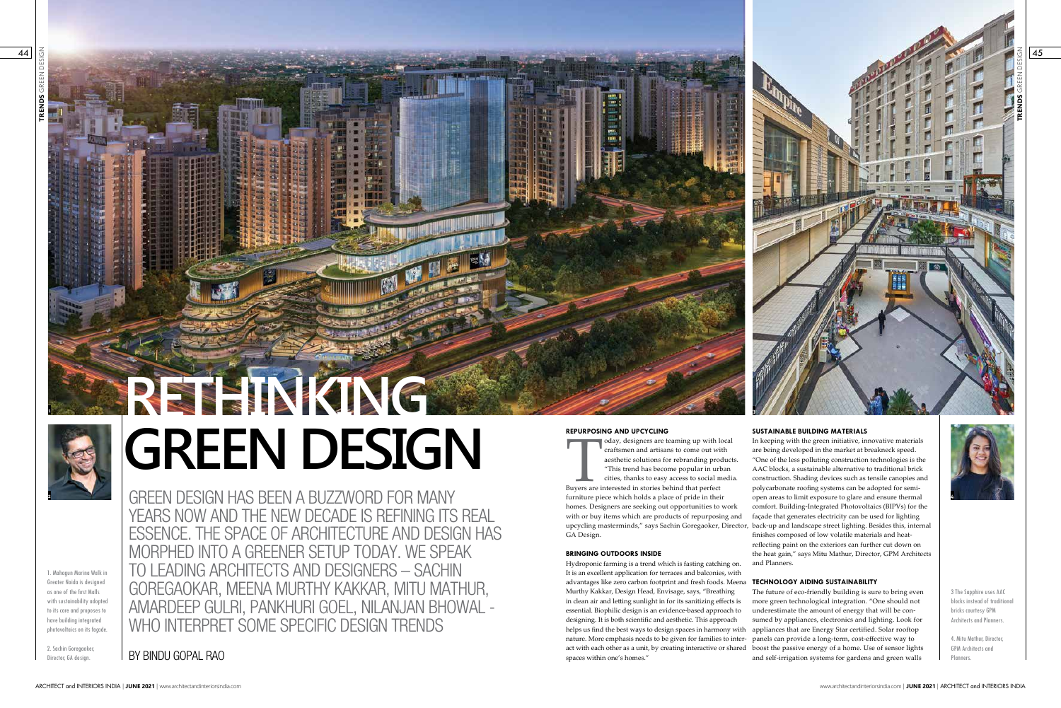# RETHINKING GREEN DESIGN

GREEN DESIGN HAS BEEN A BUZZWORD FOR MANY YEARS NOW AND THE NEW DECADE IS REFINING ITS REAL ESSENCE. THE SPACE OF ARCHITECTURE AND DESIGN HAS MORPHED INTO A GREENER SETUP TODAY. WE SPEAK TO LEADING ARCHITECTS AND DESIGNERS – SACHIN GOREGAOKAR, MEENA MURTHY KAKKAR, MITU MATHUR, AMARDEEP GULRI, PANKHURI GOEL, NILANJAN BHOWAL - WHO INTERPRET SOME SPECIFIC DESIGN TRENDS

BY BINDU GOPAL RAO

1. Mahagun Marina Walk in Greater Noida is designed as one of the first Malls with sustainability adopted to its core and proposes to have building integrated photovoltaics on its façade.

2. Sachin Goregaoker, Director, GA design.

### REPURPOSING AND UPCYCLING

Today, designers are teaming up with local craftsmen and artisans to come out with aesthetic solutions for rebranding products. "This trend has become popular in urban cities, thanks to easy access to social media. Buyers are interested in stories behind that perfect furniture piece which holds a place of pride in their homes. Designers are seeking out opportunities to work with or buy items which are products of repurposing and upcycling masterminds," says Sachin Goregaoker, Director, GA Design.

### BRINGING OUTDOORS INSIDE

Hydroponic farming is a trend which is fasting catching on. It is an excellent application for terraces and balconies, with advantages like zero carbon footprint and fresh foods. Meena Murthy Kakkar, Design Head, Envisage, says, "Breathing in clean air and letting sunlight in for its sanitizing effects is essential. Biophilic design is an evidence-based approach to designing. It is both scientific and aesthetic. This approach helps us find the best ways to design spaces in harmony with nature. More emphasis needs to be given for families to interact with each other as a unit, by creating interactive or shared spaces within one's homes."

### SUSTAINABLE BUILDING MATERIALS

In keeping with the green initiative, innovative materials are being developed in the market at breakneck speed. "One of the less polluting construction technologies is the AAC blocks, a sustainable alternative to traditional brick construction. Shading devices such as tensile canopies and polycarbonate roofing systems can be adopted for semi-open areas to limit exposure to glare and ensure thermal comfort. Building-Integrated Photovoltaics (BIPVs) for the façade that generates electricity can be used for lighting back-up and landscape street lighting. Besides this, internal finishes composed of low volatile materials and heat-reflecting paint on the exteriors can further cut down on the heat gain," says Mitu Mathur, Director, GPM Architects and Planners.

### TECHNOLOGY AIDING SUSTAINABILITY

The future of eco-friendly building is sure to bring even more green technological integration. "One should not underestimate the amount of energy that will be consumed by appliances, electronics and lighting. Look for appliances that are Energy Star certified. Solar rooftop panels can provide a long-term, cost-effective way to boost the passive energy of a home. Use of sensor lights and self-irrigation systems for gardens and green walls

3 The Sapphire uses AAC blocks instead of traditional bricks courtesy GPM Architects and Planners.

4. Mitu Mathur, Director, GPM Architects and Planners.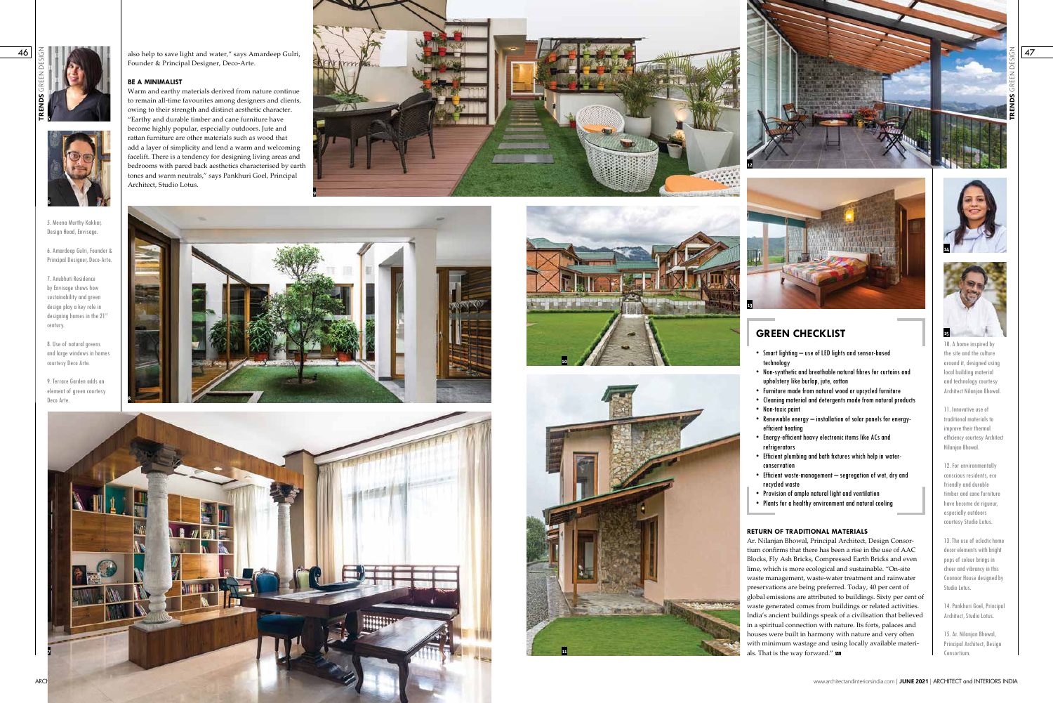also help to save light and water," says Amardeep Gulri, Founder & Principal Designer, Deco-Arte.

**BE A MINIMALIST**

Warm and earthy materials derived from nature continue to remain all-time favourites among designers and clients, owing to their strength and distinct aesthetic character. "Earthy and durable timber and cane furniture have become highly popular, especially outdoors. Jute and rattan furniture are other materials such as wood that add a layer of simplicity and lend a warm and welcoming facelift. There is a tendency for designing living areas and bedrooms with pared back aesthetics characterised by earth tones and warm neutrals," says Pankhuri Goel, Principal Architect, Studio Lotus.

5. Meena Murthy Kakkar, Design Head, Envisage.

6. Amardeep Gulri, Founder & Principal Designer, Deco-Arte.

7. Anubhuti Residence by Envisage shows how sustainability and green design play a key role in designing homes in the 21st century.

8. Use of natural greens and large windows in homes courtesy Deco Arte.

9. Terrace Garden adds an element of green courtesy Deco Arte.

## GREEN CHECKLIST

- Smart lighting – use of LED lights and sensor-based technology
- Non-synthetic and breathable natural fibres for curtains and upholstery like burlap, jute, cotton
- Furniture made from natural wood or upcycled furniture
- Cleaning material and detergents made from natural products
- Non-toxic paint
- Renewable energy – installation of solar panels for energy-efficient heating
- Energy-efficient heavy electronic items like ACs and refrigerators
- Efficient plumbing and bath fixtures which help in water-conservation
- Efficient waste-management – segregation of wet, dry and recycled waste
- Provision of ample natural light and ventilation
- Plants for a healthy environment and natural cooling

**RETURN OF TRADITIONAL MATERIALS**

Ar. Nilanjan Bhowal, Principal Architect, Design Consortium confirms that there has been a rise in the use of AAC Blocks, Fly Ash Bricks, Compressed Earth Bricks and even lime, which is more ecological and sustainable. "On-site waste management, waste-water treatment and rainwater preservations are being preferred. Today, 40 per cent of global emissions are attributed to buildings. Sixty per cent of waste generated comes from buildings or related activities. India's ancient buildings speak of a civilisation that believed in a spiritual connection with nature. Its forts, palaces and houses were built in harmony with nature and very often with minimum wastage and using locally available materials. That is the way forward."

10. A home inspired by the site and the culture around it, designed using local building material and technology courtesy Architect Nilanjan Bhowal.

11. Innovative use of traditional materials to improve their thermal efficiency courtesy Architect Nilanjan Bhowal.

12. For environmentally conscious residents, eco friendly and durable timber and cane furniture have become de rigueur, especially outdoors courtesy Studio Lotus.

13. The use of eclectic home decor elements with bright pops of colour brings in cheer and vibrancy in this Coonoor House designed by Studio Lotus.

14. Pankhuri Goel, Principal Architect, Studio Lotus.

15. Ar. Nilanjan Bhowal, Principal Architect, Design Consortium.